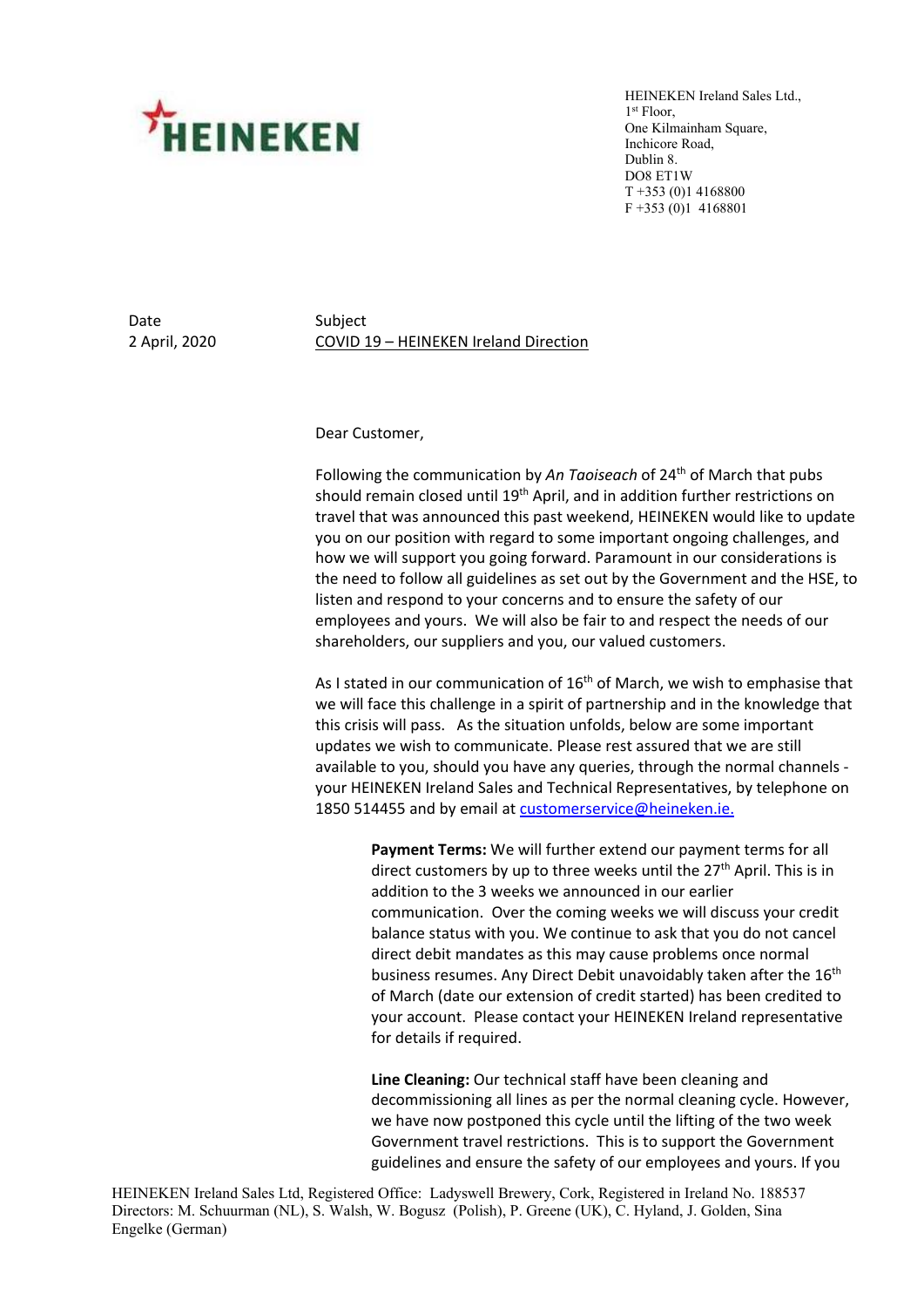HEINEKEN

HEINEKEN Ireland Sales Ltd.,
1st Floor,
One Kilmainham Square,
Inchicore Road,
Dublin 8.
DO8 ET1W
T +353 (0)1 4168800
F +353 (0)1 4168801

| Date | Subject |
| --- | --- |
| 2 April, 2020 | COVID 19 – HEINEKEN Ireland Direction |

Dear Customer,

Following the communication by *An Taoiseach* of 24th of March that pubs should remain closed until 19th April, and in addition further restrictions on travel that was announced this past weekend, HEINEKEN would like to update you on our position with regard to some important ongoing challenges, and how we will support you going forward. Paramount in our considerations is the need to follow all guidelines as set out by the Government and the HSE, to listen and respond to your concerns and to ensure the safety of our employees and yours. We will also be fair to and respect the needs of our shareholders, our suppliers and you, our valued customers.

As I stated in our communication of 16th of March, we wish to emphasise that we will face this challenge in a spirit of partnership and in the knowledge that this crisis will pass. As the situation unfolds, below are some important updates we wish to communicate. Please rest assured that we are still available to you, should you have any queries, through the normal channels - your HEINEKEN Ireland Sales and Technical Representatives, by telephone on 1850 514455 and by email at customerservice@heineken.ie.

**Payment Terms:** We will further extend our payment terms for all direct customers by up to three weeks until the 27th April. This is in addition to the 3 weeks we announced in our earlier communication. Over the coming weeks we will discuss your credit balance status with you. We continue to ask that you do not cancel direct debit mandates as this may cause problems once normal business resumes. Any Direct Debit unavoidably taken after the 16th of March (date our extension of credit started) has been credited to your account. Please contact your HEINEKEN Ireland representative for details if required.

**Line Cleaning:** Our technical staff have been cleaning and decommissioning all lines as per the normal cleaning cycle. However, we have now postponed this cycle until the lifting of the two week Government travel restrictions. This is to support the Government guidelines and ensure the safety of our employees and yours. If you

HEINEKEN Ireland Sales Ltd, Registered Office: Ladyswell Brewery, Cork, Registered in Ireland No. 188537
Directors: M. Schuurman (NL), S. Walsh, W. Bogusz (Polish), P. Greene (UK), C. Hyland, J. Golden, Sina Engelke (German)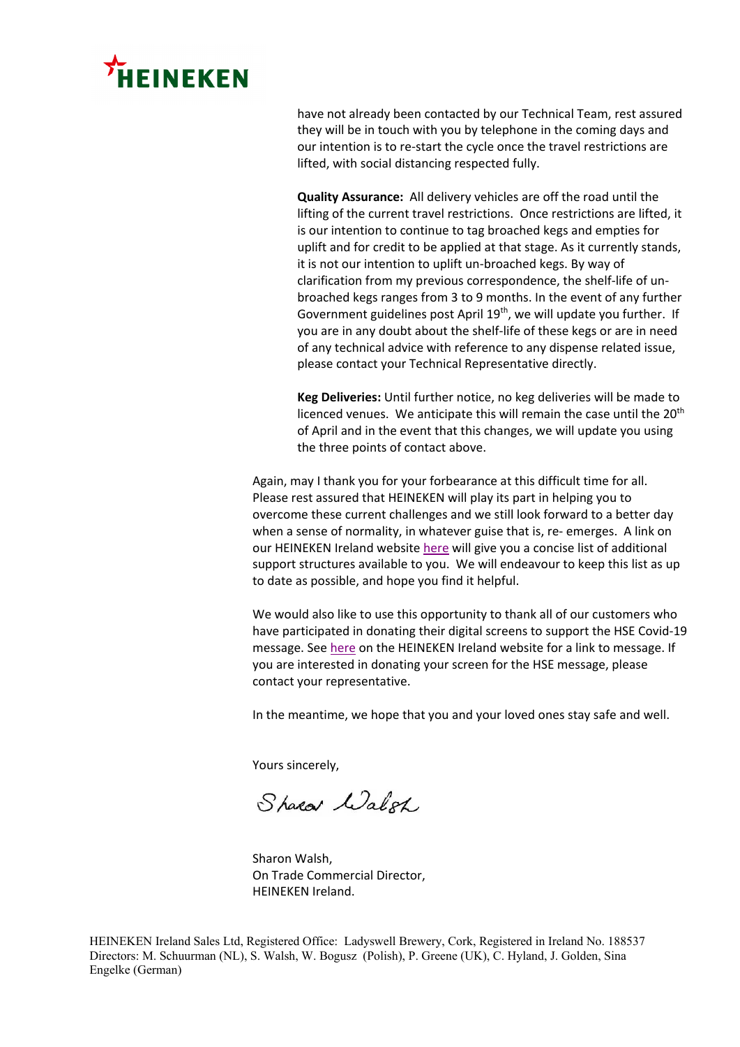have not already been contacted by our Technical Team, rest assured they will be in touch with you by telephone in the coming days and our intention is to re-start the cycle once the travel restrictions are lifted, with social distancing respected fully.

**Quality Assurance:** All delivery vehicles are off the road until the lifting of the current travel restrictions. Once restrictions are lifted, it is our intention to continue to tag broached kegs and empties for uplift and for credit to be applied at that stage. As it currently stands, it is not our intention to uplift un-broached kegs. By way of clarification from my previous correspondence, the shelf-life of un-broached kegs ranges from 3 to 9 months. In the event of any further Government guidelines post April 19th, we will update you further. If you are in any doubt about the shelf-life of these kegs or are in need of any technical advice with reference to any dispense related issue, please contact your Technical Representative directly.

**Keg Deliveries:** Until further notice, no keg deliveries will be made to licenced venues. We anticipate this will remain the case until the 20th of April and in the event that this changes, we will update you using the three points of contact above.

Again, may I thank you for your forbearance at this difficult time for all. Please rest assured that HEINEKEN will play its part in helping you to overcome these current challenges and we still look forward to a better day when a sense of normality, in whatever guise that is, re- emerges. A link on our HEINEKEN Ireland website here will give you a concise list of additional support structures available to you. We will endeavour to keep this list as up to date as possible, and hope you find it helpful.

We would also like to use this opportunity to thank all of our customers who have participated in donating their digital screens to support the HSE Covid-19 message. See here on the HEINEKEN Ireland website for a link to message. If you are interested in donating your screen for the HSE message, please contact your representative.

In the meantime, we hope that you and your loved ones stay safe and well.

Yours sincerely,

Sharon Walsh

Sharon Walsh,
On Trade Commercial Director,
HEINEKEN Ireland.

HEINEKEN Ireland Sales Ltd, Registered Office: Ladyswell Brewery, Cork, Registered in Ireland No. 188537
Directors: M. Schuurman (NL), S. Walsh, W. Bogusz (Polish), P. Greene (UK), C. Hyland, J. Golden, Sina Engelke (German)